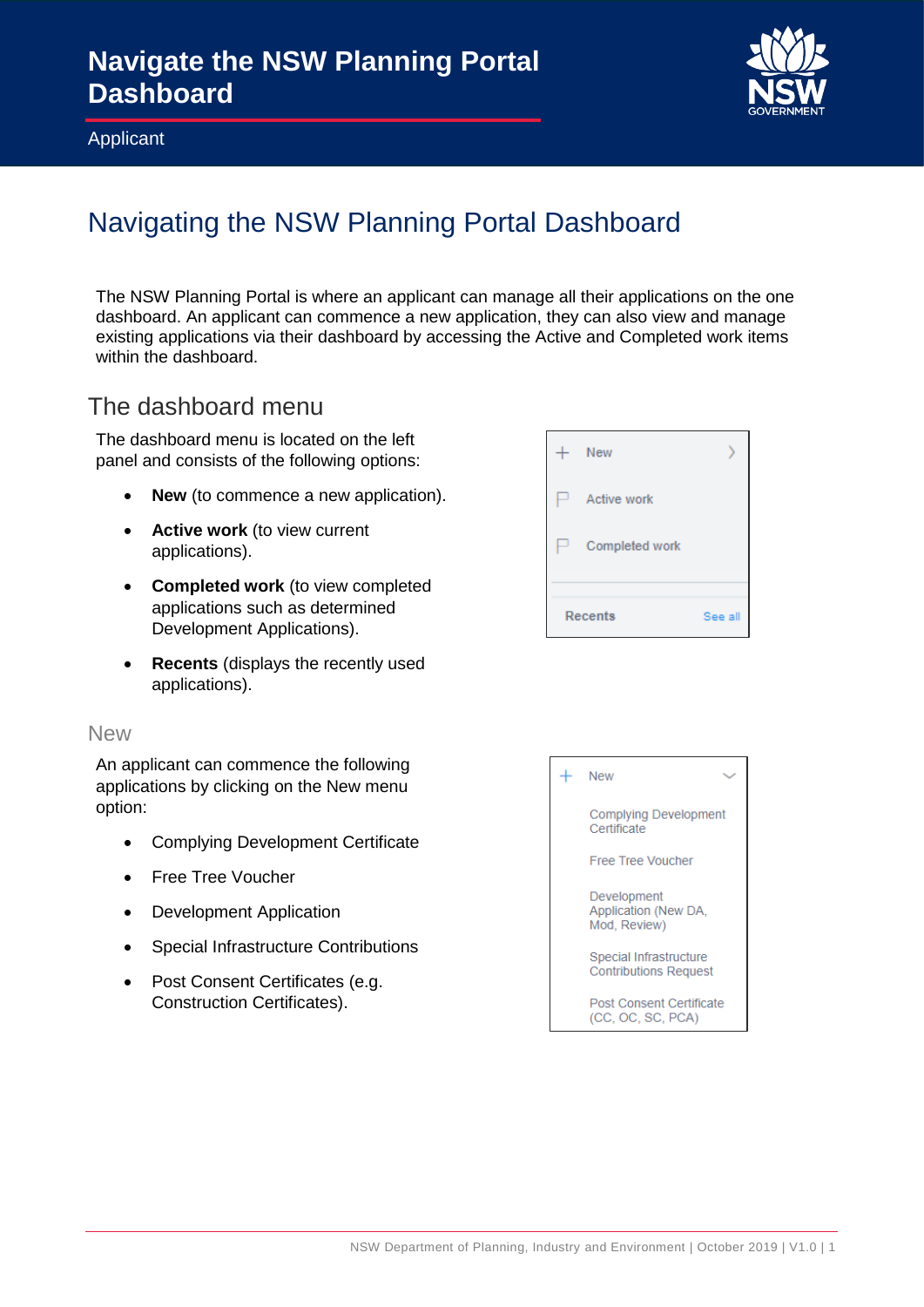# Navigate the NSW Planning Portal Dashboard

Applicant

## Navigating the NSW Planning Portal Dashboard

The NSW Planning Portal is where an applicant can manage all their applications on the one dashboard. An applicant can commence a new application, they can also view and manage existing applications via their dashboard by accessing the Active and Completed work items within the dashboard.

### The dashboard menu

The dashboard menu is located on the left panel and consists of the following options:

- **New** (to commence a new application).
- **Active work** (to view current applications).
- **Completed work** (to view completed applications such as determined Development Applications).
- **Recents** (displays the recently used applications).

#### New

An applicant can commence the following applications by clicking on the New menu option:

- Complying Development Certificate
- Free Tree Voucher
- Development Application
- Special Infrastructure Contributions
- Post Consent Certificates (e.g. Construction Certificates).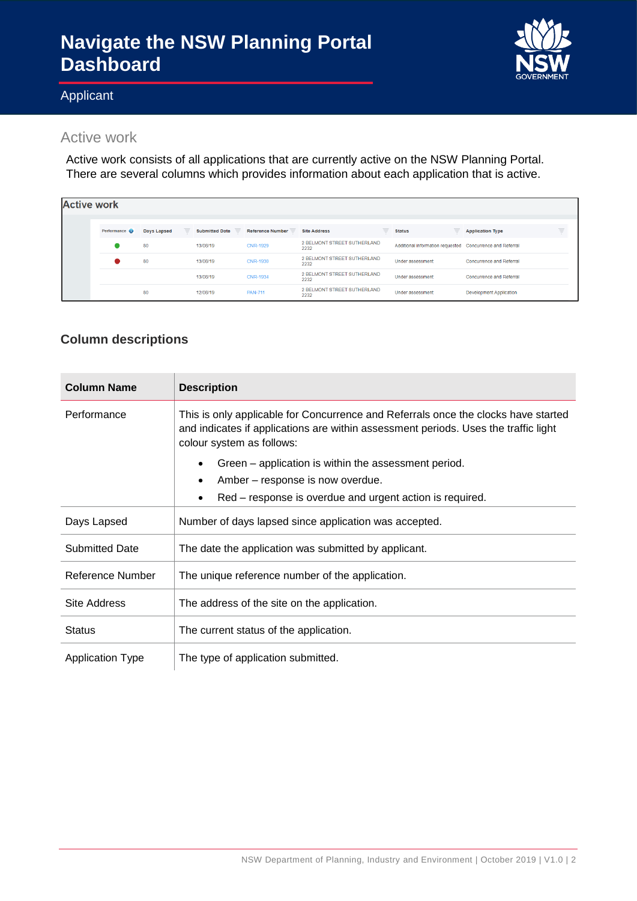## Active work

Active work consists of all applications that are currently active on the NSW Planning Portal. There are several columns which provides information about each application that is active.

**Active work**

| Performance | Days Lapsed | Submitted Date | Reference Number | Site Address | Status | Application Type |
|---|---|---|---|---|---|---|
| ● (green) | 80 | 13/08/19 | CNR-1929 | 2 BELMONT STREET SUTHERLAND 2232 | Additional information requested | Concurrence and Referral |
| ● (red) | 80 | 13/08/19 | CNR-1930 | 2 BELMONT STREET SUTHERLAND 2232 | Under assessment | Concurrence and Referral |
| | | 13/08/19 | CNR-1934 | 2 BELMONT STREET SUTHERLAND 2232 | Under assessment | Concurrence and Referral |
| | 80 | 12/08/19 | PAN-711 | 2 BELMONT STREET SUTHERLAND 2232 | Under assessment | Development Application |

### Column descriptions

| Column Name | Description |
|---|---|
| Performance | This is only applicable for Concurrence and Referrals once the clocks have started and indicates if applications are within assessment periods. Uses the traffic light colour system as follows:<br>• Green – application is within the assessment period.<br>• Amber – response is now overdue.<br>• Red – response is overdue and urgent action is required. |
| Days Lapsed | Number of days lapsed since application was accepted. |
| Submitted Date | The date the application was submitted by applicant. |
| Reference Number | The unique reference number of the application. |
| Site Address | The address of the site on the application. |
| Status | The current status of the application. |
| Application Type | The type of application submitted. |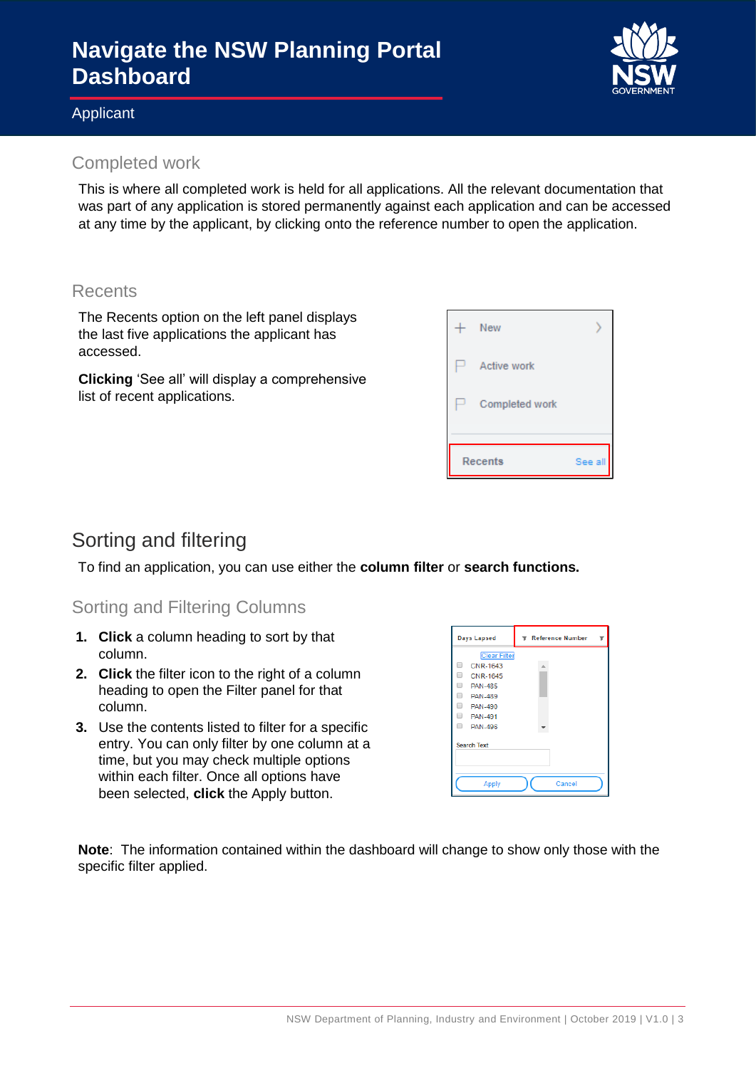# Navigate the NSW Planning Portal Dashboard

Applicant

## Completed work

This is where all completed work is held for all applications. All the relevant documentation that was part of any application is stored permanently against each application and can be accessed at any time by the applicant, by clicking onto the reference number to open the application.

## Recents

The Recents option on the left panel displays the last five applications the applicant has accessed.

**Clicking** 'See all' will display a comprehensive list of recent applications.

# Sorting and filtering

To find an application, you can use either the **column filter** or **search functions.**

## Sorting and Filtering Columns

1. **Click** a column heading to sort by that column.
2. **Click** the filter icon to the right of a column heading to open the Filter panel for that column.
3. Use the contents listed to filter for a specific entry. You can only filter by one column at a time, but you may check multiple options within each filter. Once all options have been selected, **click** the Apply button.

**Note**: The information contained within the dashboard will change to show only those with the specific filter applied.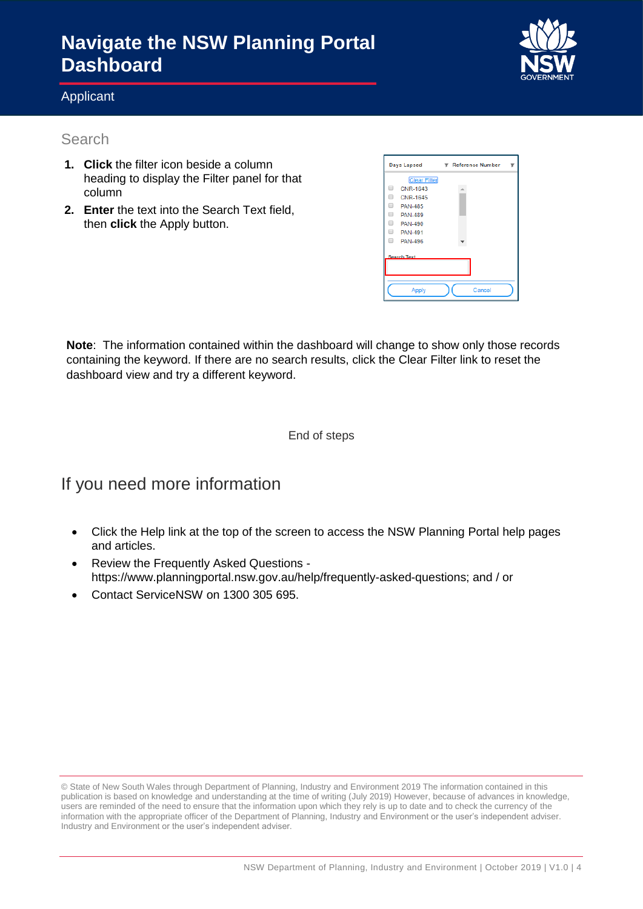# Navigate the NSW Planning Portal Dashboard

Applicant

## Search

1. **Click** the filter icon beside a column heading to display the Filter panel for that column
2. **Enter** the text into the Search Text field, then **click** the Apply button.

**Note**: The information contained within the dashboard will change to show only those records containing the keyword. If there are no search results, click the Clear Filter link to reset the dashboard view and try a different keyword.

End of steps

## If you need more information

- Click the Help link at the top of the screen to access the NSW Planning Portal help pages and articles.
- Review the Frequently Asked Questions - https://www.planningportal.nsw.gov.au/help/frequently-asked-questions; and / or
- Contact ServiceNSW on 1300 305 695.

© State of New South Wales through Department of Planning, Industry and Environment 2019 The information contained in this publication is based on knowledge and understanding at the time of writing (July 2019) However, because of advances in knowledge, users are reminded of the need to ensure that the information upon which they rely is up to date and to check the currency of the information with the appropriate officer of the Department of Planning, Industry and Environment or the user's independent adviser. Industry and Environment or the user's independent adviser.